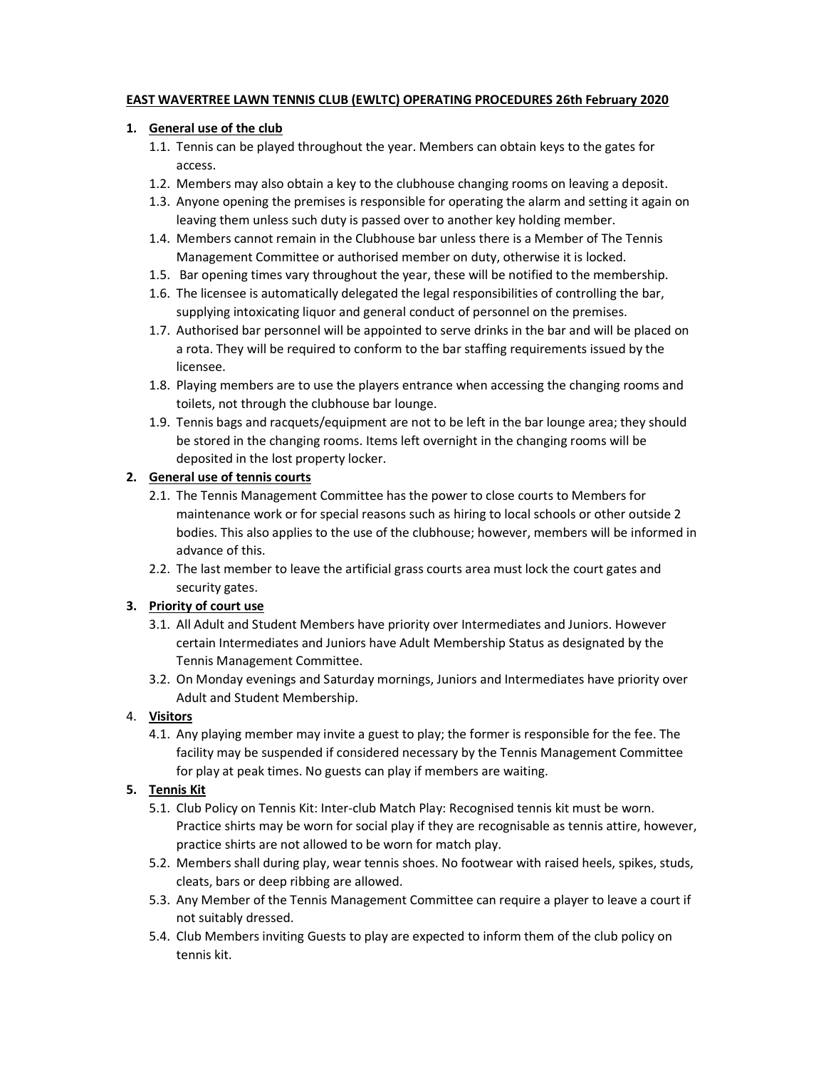**EAST WAVERTREE LAWN TENNIS CLUB (EWLTC) OPERATING PROCEDURES 26th February 2020**

1. **General use of the club**
   - 1.1. Tennis can be played throughout the year. Members can obtain keys to the gates for access.
   - 1.2. Members may also obtain a key to the clubhouse changing rooms on leaving a deposit.
   - 1.3. Anyone opening the premises is responsible for operating the alarm and setting it again on leaving them unless such duty is passed over to another key holding member.
   - 1.4. Members cannot remain in the Clubhouse bar unless there is a Member of The Tennis Management Committee or authorised member on duty, otherwise it is locked.
   - 1.5. Bar opening times vary throughout the year, these will be notified to the membership.
   - 1.6. The licensee is automatically delegated the legal responsibilities of controlling the bar, supplying intoxicating liquor and general conduct of personnel on the premises.
   - 1.7. Authorised bar personnel will be appointed to serve drinks in the bar and will be placed on a rota. They will be required to conform to the bar staffing requirements issued by the licensee.
   - 1.8. Playing members are to use the players entrance when accessing the changing rooms and toilets, not through the clubhouse bar lounge.
   - 1.9. Tennis bags and racquets/equipment are not to be left in the bar lounge area; they should be stored in the changing rooms. Items left overnight in the changing rooms will be deposited in the lost property locker.
2. **General use of tennis courts**
   - 2.1. The Tennis Management Committee has the power to close courts to Members for maintenance work or for special reasons such as hiring to local schools or other outside 2 bodies. This also applies to the use of the clubhouse; however, members will be informed in advance of this.
   - 2.2. The last member to leave the artificial grass courts area must lock the court gates and security gates.
3. **Priority of court use**
   - 3.1. All Adult and Student Members have priority over Intermediates and Juniors. However certain Intermediates and Juniors have Adult Membership Status as designated by the Tennis Management Committee.
   - 3.2. On Monday evenings and Saturday mornings, Juniors and Intermediates have priority over Adult and Student Membership.
4. **Visitors**
   - 4.1. Any playing member may invite a guest to play; the former is responsible for the fee. The facility may be suspended if considered necessary by the Tennis Management Committee for play at peak times. No guests can play if members are waiting.
5. **Tennis Kit**
   - 5.1. Club Policy on Tennis Kit: Inter-club Match Play: Recognised tennis kit must be worn. Practice shirts may be worn for social play if they are recognisable as tennis attire, however, practice shirts are not allowed to be worn for match play.
   - 5.2. Members shall during play, wear tennis shoes. No footwear with raised heels, spikes, studs, cleats, bars or deep ribbing are allowed.
   - 5.3. Any Member of the Tennis Management Committee can require a player to leave a court if not suitably dressed.
   - 5.4. Club Members inviting Guests to play are expected to inform them of the club policy on tennis kit.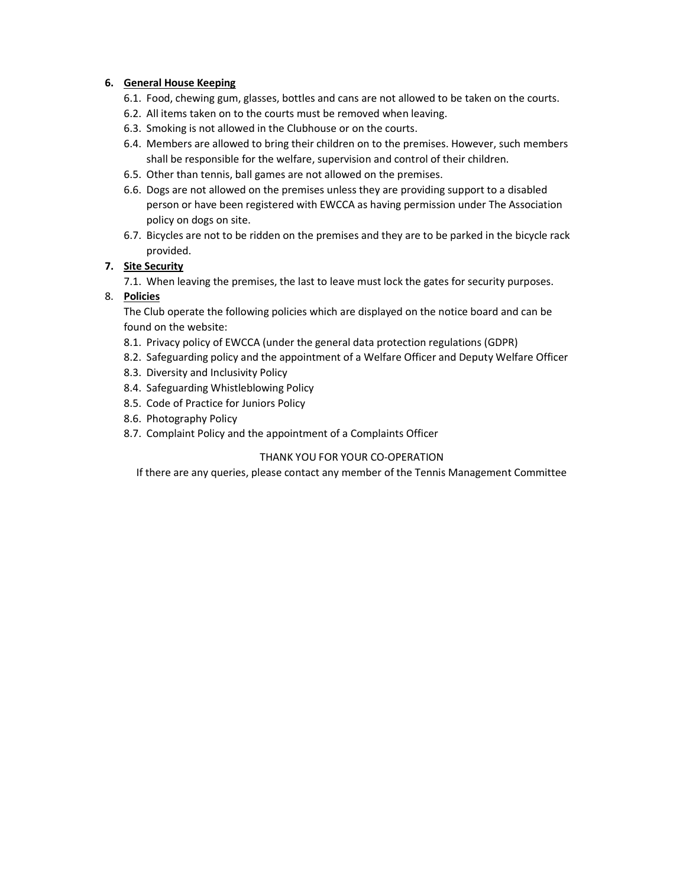6. **General House Keeping**
    - 6.1. Food, chewing gum, glasses, bottles and cans are not allowed to be taken on the courts.
    - 6.2. All items taken on to the courts must be removed when leaving.
    - 6.3. Smoking is not allowed in the Clubhouse or on the courts.
    - 6.4. Members are allowed to bring their children on to the premises. However, such members shall be responsible for the welfare, supervision and control of their children.
    - 6.5. Other than tennis, ball games are not allowed on the premises.
    - 6.6. Dogs are not allowed on the premises unless they are providing support to a disabled person or have been registered with EWCCA as having permission under The Association policy on dogs on site.
    - 6.7. Bicycles are not to be ridden on the premises and they are to be parked in the bicycle rack provided.
7. **Site Security**
    - 7.1. When leaving the premises, the last to leave must lock the gates for security purposes.
8. **Policies**

    The Club operate the following policies which are displayed on the notice board and can be found on the website:
    - 8.1. Privacy policy of EWCCA (under the general data protection regulations (GDPR)
    - 8.2. Safeguarding policy and the appointment of a Welfare Officer and Deputy Welfare Officer
    - 8.3. Diversity and Inclusivity Policy
    - 8.4. Safeguarding Whistleblowing Policy
    - 8.5. Code of Practice for Juniors Policy
    - 8.6. Photography Policy
    - 8.7. Complaint Policy and the appointment of a Complaints Officer

THANK YOU FOR YOUR CO-OPERATION

If there are any queries, please contact any member of the Tennis Management Committee